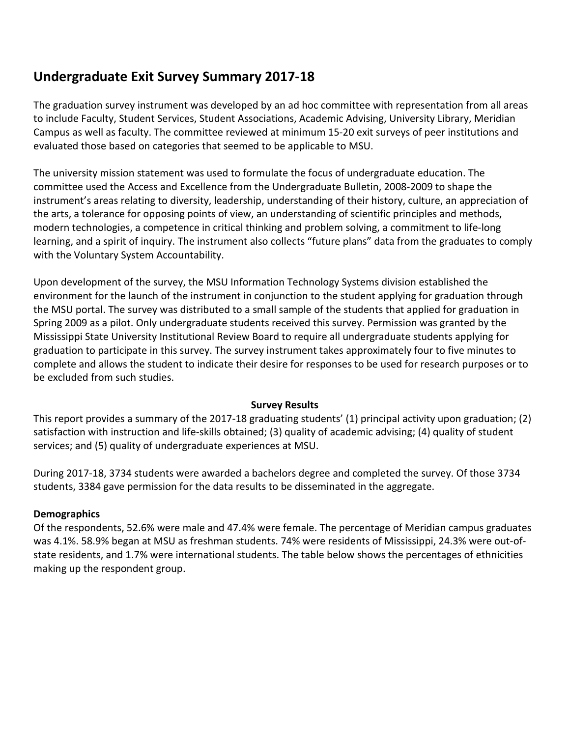# Undergraduate Exit Survey Summary 2017-18

The graduation survey instrument was developed by an ad hoc committee with representation from all areas to include Faculty, Student Services, Student Associations, Academic Advising, University Library, Meridian Campus as well as faculty. The committee reviewed at minimum 15-20 exit surveys of peer institutions and evaluated those based on categories that seemed to be applicable to MSU.

The university mission statement was used to formulate the focus of undergraduate education. The committee used the Access and Excellence from the Undergraduate Bulletin, 2008-2009 to shape the instrument's areas relating to diversity, leadership, understanding of their history, culture, an appreciation of the arts, a tolerance for opposing points of view, an understanding of scientific principles and methods, modern technologies, a competence in critical thinking and problem solving, a commitment to life-long learning, and a spirit of inquiry. The instrument also collects "future plans" data from the graduates to comply with the Voluntary System Accountability.

Upon development of the survey, the MSU Information Technology Systems division established the environment for the launch of the instrument in conjunction to the student applying for graduation through the MSU portal. The survey was distributed to a small sample of the students that applied for graduation in Spring 2009 as a pilot. Only undergraduate students received this survey. Permission was granted by the Mississippi State University Institutional Review Board to require all undergraduate students applying for graduation to participate in this survey. The survey instrument takes approximately four to five minutes to complete and allows the student to indicate their desire for responses to be used for research purposes or to be excluded from such studies.

**Survey Results**

This report provides a summary of the 2017-18 graduating students' (1) principal activity upon graduation; (2) satisfaction with instruction and life-skills obtained; (3) quality of academic advising; (4) quality of student services; and (5) quality of undergraduate experiences at MSU.

During 2017-18, 3734 students were awarded a bachelors degree and completed the survey. Of those 3734 students, 3384 gave permission for the data results to be disseminated in the aggregate.

**Demographics**

Of the respondents, 52.6% were male and 47.4% were female. The percentage of Meridian campus graduates was 4.1%. 58.9% began at MSU as freshman students. 74% were residents of Mississippi, 24.3% were out-of-state residents, and 1.7% were international students. The table below shows the percentages of ethnicities making up the respondent group.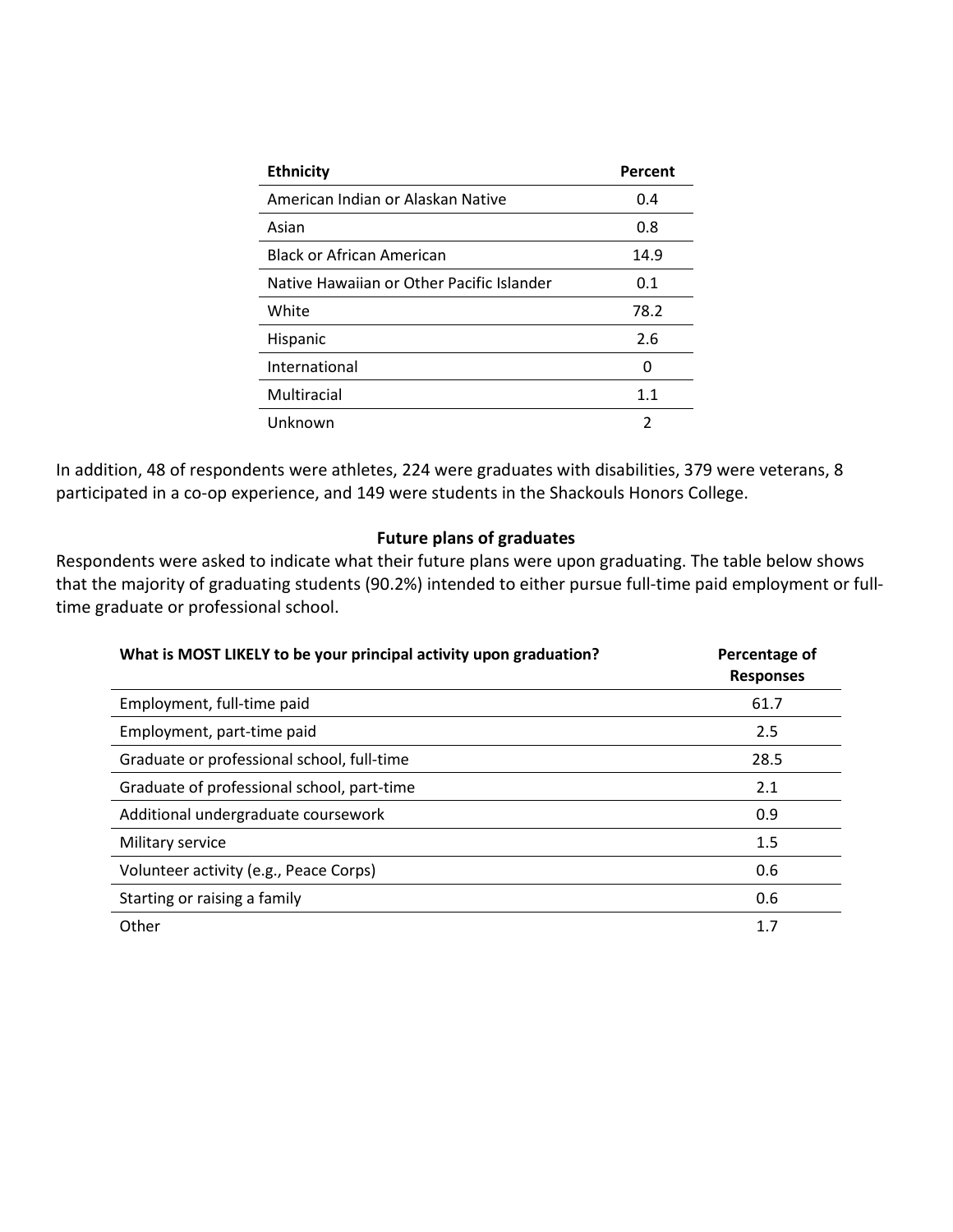| Ethnicity | Percent |
|---|---|
| American Indian or Alaskan Native | 0.4 |
| Asian | 0.8 |
| Black or African American | 14.9 |
| Native Hawaiian or Other Pacific Islander | 0.1 |
| White | 78.2 |
| Hispanic | 2.6 |
| International | 0 |
| Multiracial | 1.1 |
| Unknown | 2 |

In addition, 48 of respondents were athletes, 224 were graduates with disabilities, 379 were veterans, 8 participated in a co-op experience, and 149 were students in the Shackouls Honors College.

### Future plans of graduates

Respondents were asked to indicate what their future plans were upon graduating. The table below shows that the majority of graduating students (90.2%) intended to either pursue full-time paid employment or full-time graduate or professional school.

| What is MOST LIKELY to be your principal activity upon graduation? | Percentage of Responses |
|---|---|
| Employment, full-time paid | 61.7 |
| Employment, part-time paid | 2.5 |
| Graduate or professional school, full-time | 28.5 |
| Graduate of professional school, part-time | 2.1 |
| Additional undergraduate coursework | 0.9 |
| Military service | 1.5 |
| Volunteer activity (e.g., Peace Corps) | 0.6 |
| Starting or raising a family | 0.6 |
| Other | 1.7 |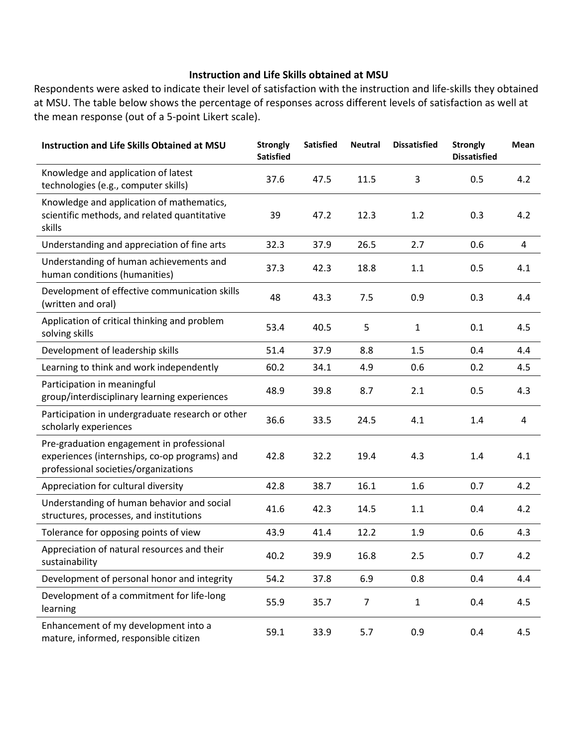### Instruction and Life Skills obtained at MSU

Respondents were asked to indicate their level of satisfaction with the instruction and life-skills they obtained at MSU. The table below shows the percentage of responses across different levels of satisfaction as well at the mean response (out of a 5-point Likert scale).

| Instruction and Life Skills Obtained at MSU | Strongly Satisfied | Satisfied | Neutral | Dissatisfied | Strongly Dissatisfied | Mean |
|---|---|---|---|---|---|---|
| Knowledge and application of latest technologies (e.g., computer skills) | 37.6 | 47.5 | 11.5 | 3 | 0.5 | 4.2 |
| Knowledge and application of mathematics, scientific methods, and related quantitative skills | 39 | 47.2 | 12.3 | 1.2 | 0.3 | 4.2 |
| Understanding and appreciation of fine arts | 32.3 | 37.9 | 26.5 | 2.7 | 0.6 | 4 |
| Understanding of human achievements and human conditions (humanities) | 37.3 | 42.3 | 18.8 | 1.1 | 0.5 | 4.1 |
| Development of effective communication skills (written and oral) | 48 | 43.3 | 7.5 | 0.9 | 0.3 | 4.4 |
| Application of critical thinking and problem solving skills | 53.4 | 40.5 | 5 | 1 | 0.1 | 4.5 |
| Development of leadership skills | 51.4 | 37.9 | 8.8 | 1.5 | 0.4 | 4.4 |
| Learning to think and work independently | 60.2 | 34.1 | 4.9 | 0.6 | 0.2 | 4.5 |
| Participation in meaningful group/interdisciplinary learning experiences | 48.9 | 39.8 | 8.7 | 2.1 | 0.5 | 4.3 |
| Participation in undergraduate research or other scholarly experiences | 36.6 | 33.5 | 24.5 | 4.1 | 1.4 | 4 |
| Pre-graduation engagement in professional experiences (internships, co-op programs) and professional societies/organizations | 42.8 | 32.2 | 19.4 | 4.3 | 1.4 | 4.1 |
| Appreciation for cultural diversity | 42.8 | 38.7 | 16.1 | 1.6 | 0.7 | 4.2 |
| Understanding of human behavior and social structures, processes, and institutions | 41.6 | 42.3 | 14.5 | 1.1 | 0.4 | 4.2 |
| Tolerance for opposing points of view | 43.9 | 41.4 | 12.2 | 1.9 | 0.6 | 4.3 |
| Appreciation of natural resources and their sustainability | 40.2 | 39.9 | 16.8 | 2.5 | 0.7 | 4.2 |
| Development of personal honor and integrity | 54.2 | 37.8 | 6.9 | 0.8 | 0.4 | 4.4 |
| Development of a commitment for life-long learning | 55.9 | 35.7 | 7 | 1 | 0.4 | 4.5 |
| Enhancement of my development into a mature, informed, responsible citizen | 59.1 | 33.9 | 5.7 | 0.9 | 0.4 | 4.5 |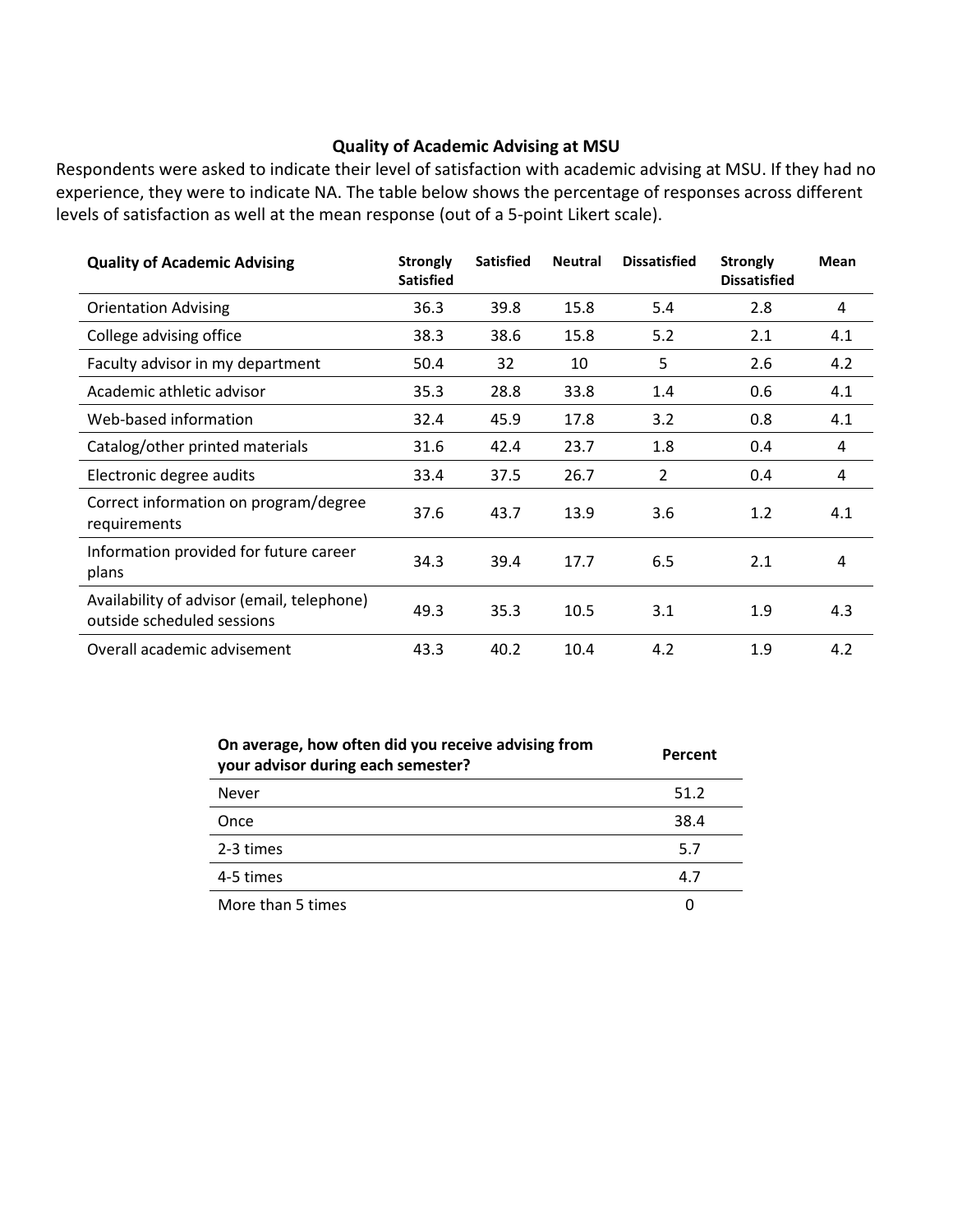## Quality of Academic Advising at MSU

Respondents were asked to indicate their level of satisfaction with academic advising at MSU. If they had no experience, they were to indicate NA. The table below shows the percentage of responses across different levels of satisfaction as well at the mean response (out of a 5-point Likert scale).

| Quality of Academic Advising | Strongly Satisfied | Satisfied | Neutral | Dissatisfied | Strongly Dissatisfied | Mean |
|---|---|---|---|---|---|---|
| Orientation Advising | 36.3 | 39.8 | 15.8 | 5.4 | 2.8 | 4 |
| College advising office | 38.3 | 38.6 | 15.8 | 5.2 | 2.1 | 4.1 |
| Faculty advisor in my department | 50.4 | 32 | 10 | 5 | 2.6 | 4.2 |
| Academic athletic advisor | 35.3 | 28.8 | 33.8 | 1.4 | 0.6 | 4.1 |
| Web-based information | 32.4 | 45.9 | 17.8 | 3.2 | 0.8 | 4.1 |
| Catalog/other printed materials | 31.6 | 42.4 | 23.7 | 1.8 | 0.4 | 4 |
| Electronic degree audits | 33.4 | 37.5 | 26.7 | 2 | 0.4 | 4 |
| Correct information on program/degree requirements | 37.6 | 43.7 | 13.9 | 3.6 | 1.2 | 4.1 |
| Information provided for future career plans | 34.3 | 39.4 | 17.7 | 6.5 | 2.1 | 4 |
| Availability of advisor (email, telephone) outside scheduled sessions | 49.3 | 35.3 | 10.5 | 3.1 | 1.9 | 4.3 |
| Overall academic advisement | 43.3 | 40.2 | 10.4 | 4.2 | 1.9 | 4.2 |

| On average, how often did you receive advising from your advisor during each semester? | Percent |
|---|---|
| Never | 51.2 |
| Once | 38.4 |
| 2-3 times | 5.7 |
| 4-5 times | 4.7 |
| More than 5 times | 0 |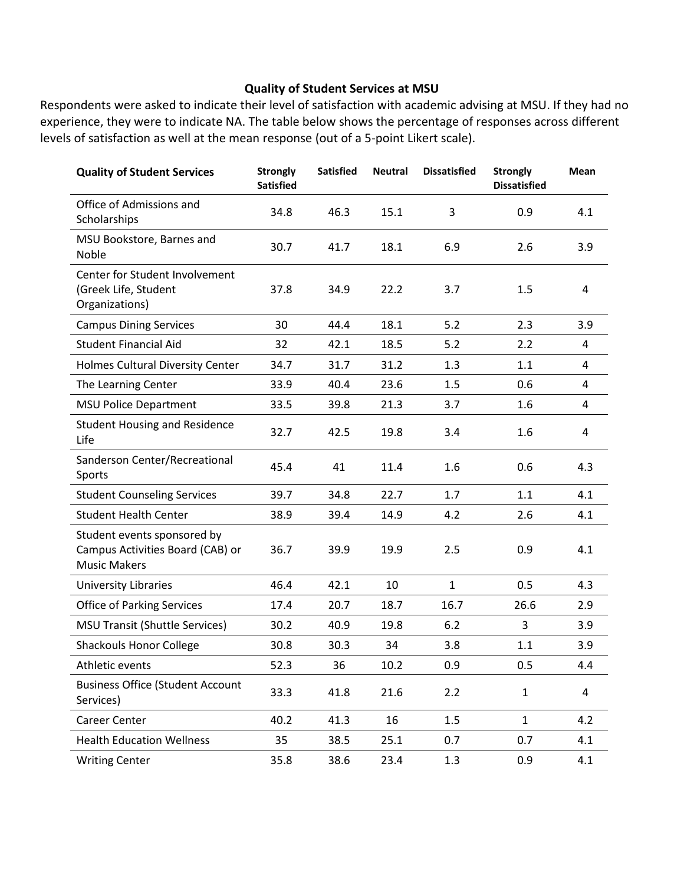**Quality of Student Services at MSU**

Respondents were asked to indicate their level of satisfaction with academic advising at MSU. If they had no experience, they were to indicate NA. The table below shows the percentage of responses across different levels of satisfaction as well at the mean response (out of a 5-point Likert scale).

| Quality of Student Services | Strongly Satisfied | Satisfied | Neutral | Dissatisfied | Strongly Dissatisfied | Mean |
|---|---|---|---|---|---|---|
| Office of Admissions and Scholarships | 34.8 | 46.3 | 15.1 | 3 | 0.9 | 4.1 |
| MSU Bookstore, Barnes and Noble | 30.7 | 41.7 | 18.1 | 6.9 | 2.6 | 3.9 |
| Center for Student Involvement (Greek Life, Student Organizations) | 37.8 | 34.9 | 22.2 | 3.7 | 1.5 | 4 |
| Campus Dining Services | 30 | 44.4 | 18.1 | 5.2 | 2.3 | 3.9 |
| Student Financial Aid | 32 | 42.1 | 18.5 | 5.2 | 2.2 | 4 |
| Holmes Cultural Diversity Center | 34.7 | 31.7 | 31.2 | 1.3 | 1.1 | 4 |
| The Learning Center | 33.9 | 40.4 | 23.6 | 1.5 | 0.6 | 4 |
| MSU Police Department | 33.5 | 39.8 | 21.3 | 3.7 | 1.6 | 4 |
| Student Housing and Residence Life | 32.7 | 42.5 | 19.8 | 3.4 | 1.6 | 4 |
| Sanderson Center/Recreational Sports | 45.4 | 41 | 11.4 | 1.6 | 0.6 | 4.3 |
| Student Counseling Services | 39.7 | 34.8 | 22.7 | 1.7 | 1.1 | 4.1 |
| Student Health Center | 38.9 | 39.4 | 14.9 | 4.2 | 2.6 | 4.1 |
| Student events sponsored by Campus Activities Board (CAB) or Music Makers | 36.7 | 39.9 | 19.9 | 2.5 | 0.9 | 4.1 |
| University Libraries | 46.4 | 42.1 | 10 | 1 | 0.5 | 4.3 |
| Office of Parking Services | 17.4 | 20.7 | 18.7 | 16.7 | 26.6 | 2.9 |
| MSU Transit (Shuttle Services) | 30.2 | 40.9 | 19.8 | 6.2 | 3 | 3.9 |
| Shackouls Honor College | 30.8 | 30.3 | 34 | 3.8 | 1.1 | 3.9 |
| Athletic events | 52.3 | 36 | 10.2 | 0.9 | 0.5 | 4.4 |
| Business Office (Student Account Services) | 33.3 | 41.8 | 21.6 | 2.2 | 1 | 4 |
| Career Center | 40.2 | 41.3 | 16 | 1.5 | 1 | 4.2 |
| Health Education Wellness | 35 | 38.5 | 25.1 | 0.7 | 0.7 | 4.1 |
| Writing Center | 35.8 | 38.6 | 23.4 | 1.3 | 0.9 | 4.1 |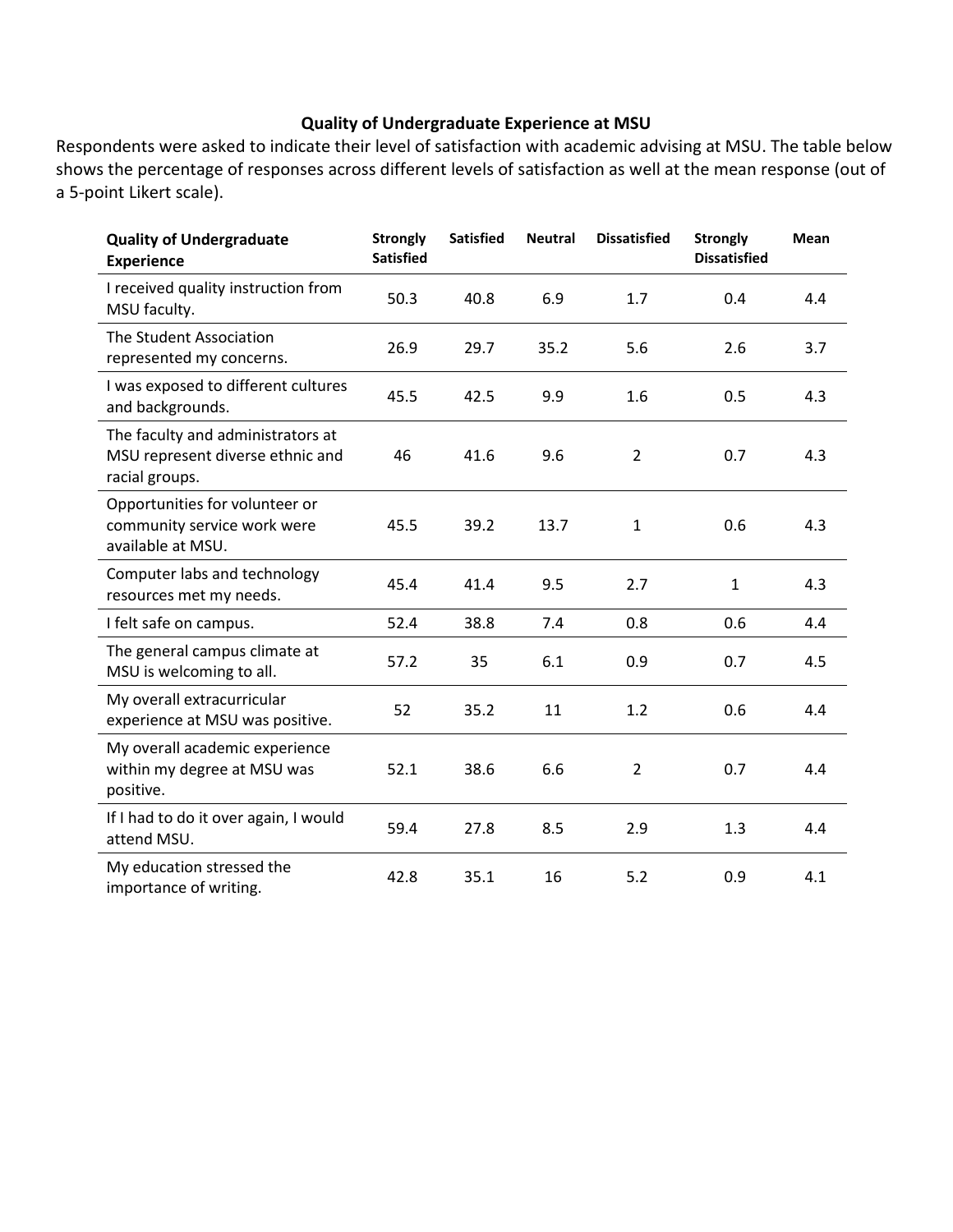### Quality of Undergraduate Experience at MSU

Respondents were asked to indicate their level of satisfaction with academic advising at MSU. The table below shows the percentage of responses across different levels of satisfaction as well at the mean response (out of a 5-point Likert scale).

| Quality of Undergraduate Experience | Strongly Satisfied | Satisfied | Neutral | Dissatisfied | Strongly Dissatisfied | Mean |
|---|---|---|---|---|---|---|
| I received quality instruction from MSU faculty. | 50.3 | 40.8 | 6.9 | 1.7 | 0.4 | 4.4 |
| The Student Association represented my concerns. | 26.9 | 29.7 | 35.2 | 5.6 | 2.6 | 3.7 |
| I was exposed to different cultures and backgrounds. | 45.5 | 42.5 | 9.9 | 1.6 | 0.5 | 4.3 |
| The faculty and administrators at MSU represent diverse ethnic and racial groups. | 46 | 41.6 | 9.6 | 2 | 0.7 | 4.3 |
| Opportunities for volunteer or community service work were available at MSU. | 45.5 | 39.2 | 13.7 | 1 | 0.6 | 4.3 |
| Computer labs and technology resources met my needs. | 45.4 | 41.4 | 9.5 | 2.7 | 1 | 4.3 |
| I felt safe on campus. | 52.4 | 38.8 | 7.4 | 0.8 | 0.6 | 4.4 |
| The general campus climate at MSU is welcoming to all. | 57.2 | 35 | 6.1 | 0.9 | 0.7 | 4.5 |
| My overall extracurricular experience at MSU was positive. | 52 | 35.2 | 11 | 1.2 | 0.6 | 4.4 |
| My overall academic experience within my degree at MSU was positive. | 52.1 | 38.6 | 6.6 | 2 | 0.7 | 4.4 |
| If I had to do it over again, I would attend MSU. | 59.4 | 27.8 | 8.5 | 2.9 | 1.3 | 4.4 |
| My education stressed the importance of writing. | 42.8 | 35.1 | 16 | 5.2 | 0.9 | 4.1 |